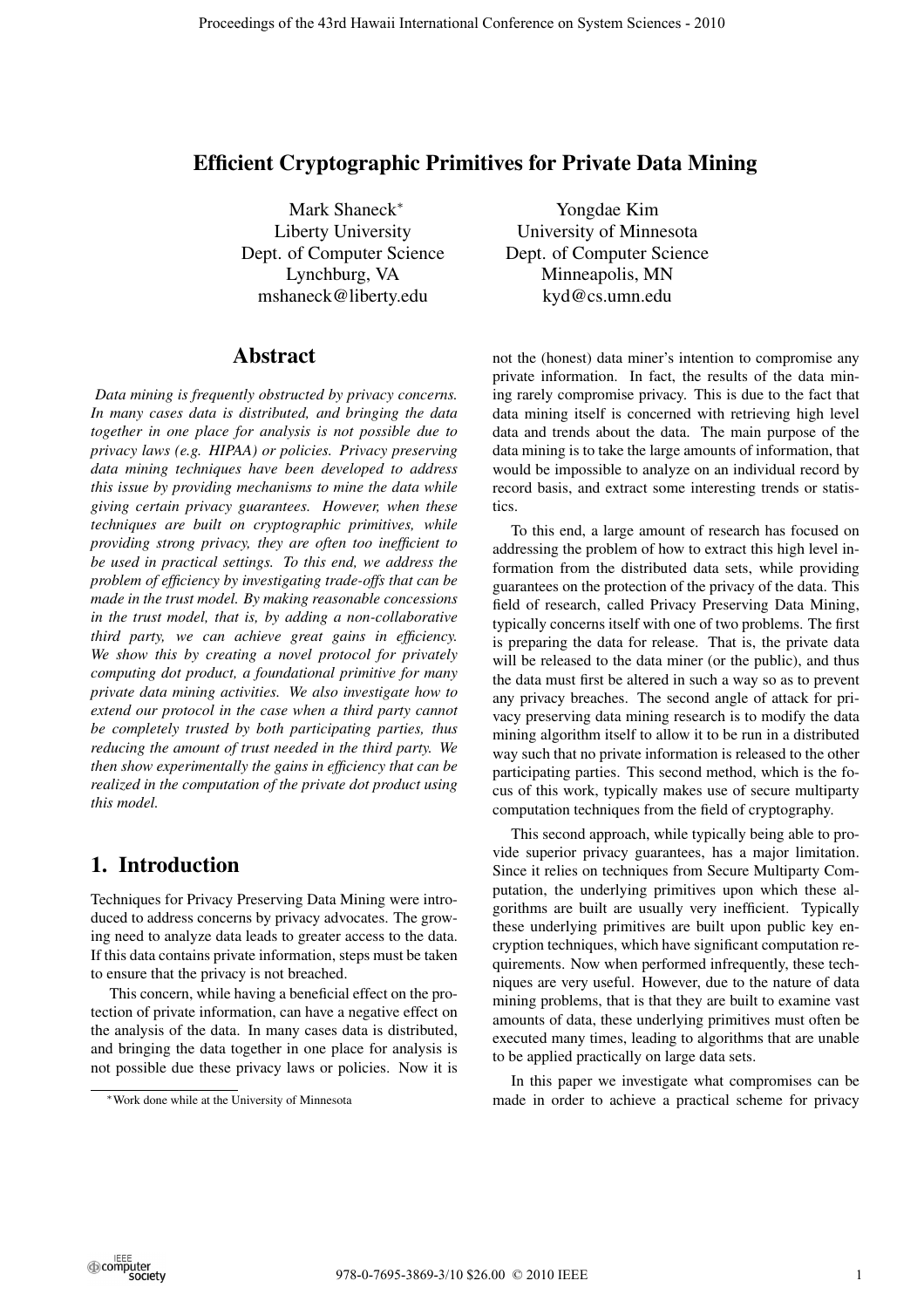# Efficient Cryptographic Primitives for Private Data Mining

Mark Shaneck*
Liberty University
Dept. of Computer Science
Lynchburg, VA
mshaneck@liberty.edu

Yongdae Kim
University of Minnesota
Dept. of Computer Science
Minneapolis, MN
kyd@cs.umn.edu

## Abstract

*Data mining is frequently obstructed by privacy concerns. In many cases data is distributed, and bringing the data together in one place for analysis is not possible due to privacy laws (e.g. HIPAA) or policies. Privacy preserving data mining techniques have been developed to address this issue by providing mechanisms to mine the data while giving certain privacy guarantees. However, when these techniques are built on cryptographic primitives, while providing strong privacy, they are often too inefficient to be used in practical settings. To this end, we address the problem of efficiency by investigating trade-offs that can be made in the trust model. By making reasonable concessions in the trust model, that is, by adding a non-collaborative third party, we can achieve great gains in efficiency. We show this by creating a novel protocol for privately computing dot product, a foundational primitive for many private data mining activities. We also investigate how to extend our protocol in the case when a third party cannot be completely trusted by both participating parties, thus reducing the amount of trust needed in the third party. We then show experimentally the gains in efficiency that can be realized in the computation of the private dot product using this model.*

## 1. Introduction

Techniques for Privacy Preserving Data Mining were introduced to address concerns by privacy advocates. The growing need to analyze data leads to greater access to the data. If this data contains private information, steps must be taken to ensure that the privacy is not breached.

This concern, while having a beneficial effect on the protection of private information, can have a negative effect on the analysis of the data. In many cases data is distributed, and bringing the data together in one place for analysis is not possible due these privacy laws or policies. Now it is not the (honest) data miner's intention to compromise any private information. In fact, the results of the data mining rarely compromise privacy. This is due to the fact that data mining itself is concerned with retrieving high level data and trends about the data. The main purpose of the data mining is to take the large amounts of information, that would be impossible to analyze on an individual record by record basis, and extract some interesting trends or statistics.

To this end, a large amount of research has focused on addressing the problem of how to extract this high level information from the distributed data sets, while providing guarantees on the protection of the privacy of the data. This field of research, called Privacy Preserving Data Mining, typically concerns itself with one of two problems. The first is preparing the data for release. That is, the private data will be released to the data miner (or the public), and thus the data must first be altered in such a way so as to prevent any privacy breaches. The second angle of attack for privacy preserving data mining research is to modify the data mining algorithm itself to allow it to be run in a distributed way such that no private information is released to the other participating parties. This second method, which is the focus of this work, typically makes use of secure multiparty computation techniques from the field of cryptography.

This second approach, while typically being able to provide superior privacy guarantees, has a major limitation. Since it relies on techniques from Secure Multiparty Computation, the underlying primitives upon which these algorithms are built are usually very inefficient. Typically these underlying primitives are built upon public key encryption techniques, which have significant computation requirements. Now when performed infrequently, these techniques are very useful. However, due to the nature of data mining problems, that is that they are built to examine vast amounts of data, these underlying primitives must often be executed many times, leading to algorithms that are unable to be applied practically on large data sets.

In this paper we investigate what compromises can be made in order to achieve a practical scheme for privacy

*Work done while at the University of Minnesota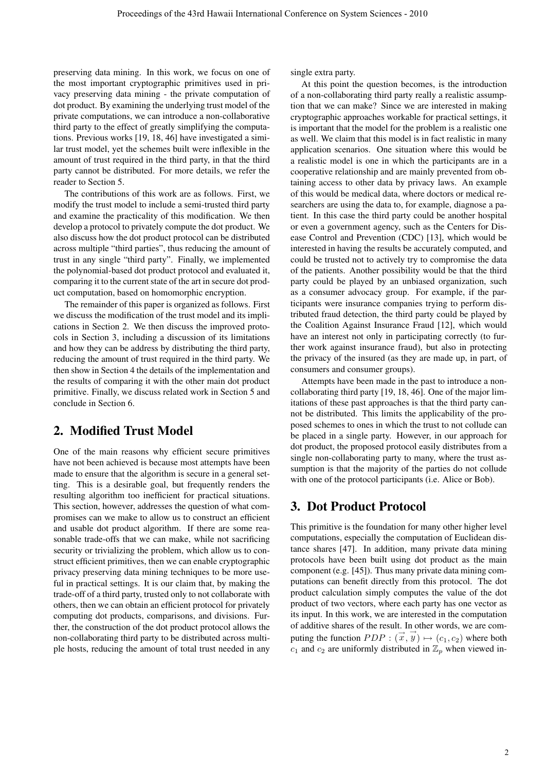preserving data mining. In this work, we focus on one of the most important cryptographic primitives used in privacy preserving data mining - the private computation of dot product. By examining the underlying trust model of the private computations, we can introduce a non-collaborative third party to the effect of greatly simplifying the computations. Previous works [19, 18, 46] have investigated a similar trust model, yet the schemes built were inflexible in the amount of trust required in the third party, in that the third party cannot be distributed. For more details, we refer the reader to Section 5.

The contributions of this work are as follows. First, we modify the trust model to include a semi-trusted third party and examine the practicality of this modification. We then develop a protocol to privately compute the dot product. We also discuss how the dot product protocol can be distributed across multiple "third parties", thus reducing the amount of trust in any single "third party". Finally, we implemented the polynomial-based dot product protocol and evaluated it, comparing it to the current state of the art in secure dot product computation, based on homomorphic encryption.

The remainder of this paper is organized as follows. First we discuss the modification of the trust model and its implications in Section 2. We then discuss the improved protocols in Section 3, including a discussion of its limitations and how they can be address by distributing the third party, reducing the amount of trust required in the third party. We then show in Section 4 the details of the implementation and the results of comparing it with the other main dot product primitive. Finally, we discuss related work in Section 5 and conclude in Section 6.

## 2. Modified Trust Model

One of the main reasons why efficient secure primitives have not been achieved is because most attempts have been made to ensure that the algorithm is secure in a general setting. This is a desirable goal, but frequently renders the resulting algorithm too inefficient for practical situations. This section, however, addresses the question of what compromises can we make to allow us to construct an efficient and usable dot product algorithm. If there are some reasonable trade-offs that we can make, while not sacrificing security or trivializing the problem, which allow us to construct efficient primitives, then we can enable cryptographic privacy preserving data mining techniques to be more useful in practical settings. It is our claim that, by making the trade-off of a third party, trusted only to not collaborate with others, then we can obtain an efficient protocol for privately computing dot products, comparisons, and divisions. Further, the construction of the dot product protocol allows the non-collaborating third party to be distributed across multiple hosts, reducing the amount of total trust needed in any single extra party.

At this point the question becomes, is the introduction of a non-collaborating third party really a realistic assumption that we can make? Since we are interested in making cryptographic approaches workable for practical settings, it is important that the model for the problem is a realistic one as well. We claim that this model is in fact realistic in many application scenarios. One situation where this would be a realistic model is one in which the participants are in a cooperative relationship and are mainly prevented from obtaining access to other data by privacy laws. An example of this would be medical data, where doctors or medical researchers are using the data to, for example, diagnose a patient. In this case the third party could be another hospital or even a government agency, such as the Centers for Disease Control and Prevention (CDC) [13], which would be interested in having the results be accurately computed, and could be trusted not to actively try to compromise the data of the patients. Another possibility would be that the third party could be played by an unbiased organization, such as a consumer advocacy group. For example, if the participants were insurance companies trying to perform distributed fraud detection, the third party could be played by the Coalition Against Insurance Fraud [12], which would have an interest not only in participating correctly (to further work against insurance fraud), but also in protecting the privacy of the insured (as they are made up, in part, of consumers and consumer groups).

Attempts have been made in the past to introduce a non-collaborating third party [19, 18, 46]. One of the major limitations of these past approaches is that the third party cannot be distributed. This limits the applicability of the proposed schemes to ones in which the trust to not collude can be placed in a single party. However, in our approach for dot product, the proposed protocol easily distributes from a single non-collaborating party to many, where the trust assumption is that the majority of the parties do not collude with one of the protocol participants (i.e. Alice or Bob).

## 3. Dot Product Protocol

This primitive is the foundation for many other higher level computations, especially the computation of Euclidean distance shares [47]. In addition, many private data mining protocols have been built using dot product as the main component (e.g. [45]). Thus many private data mining computations can benefit directly from this protocol. The dot product calculation simply computes the value of the dot product of two vectors, where each party has one vector as its input. In this work, we are interested in the computation of additive shares of the result. In other words, we are computing the function $PDP : (\vec{x}, \vec{y}) \mapsto (c_1, c_2)$ where both $c_1$ and $c_2$ are uniformly distributed in $\mathbb{Z}_p$ when viewed in-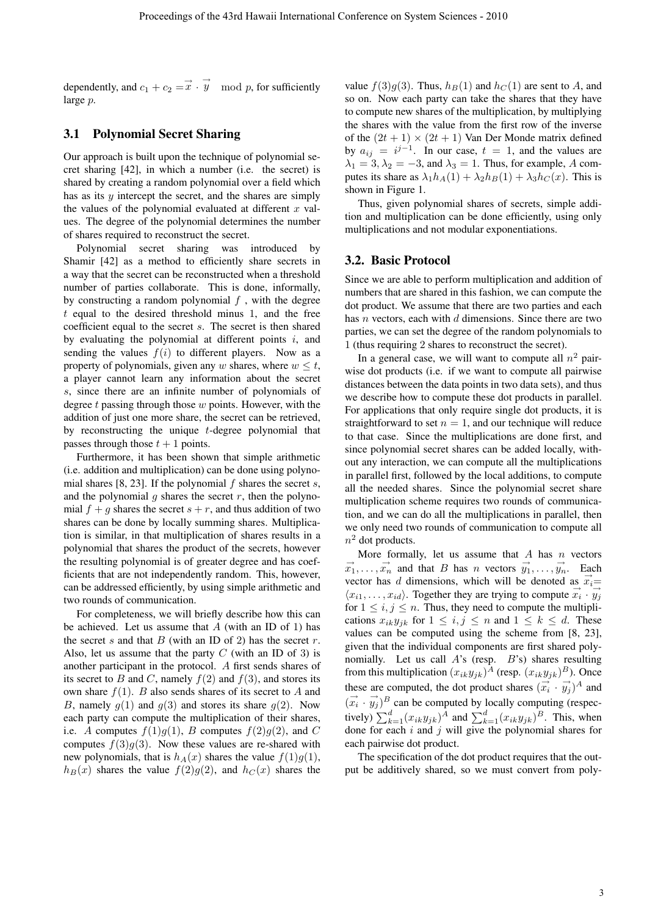dependently, and $c_1 + c_2 = \vec{x} \cdot \vec{y} \mod p$, for sufficiently large $p$.

### 3.1 Polynomial Secret Sharing

Our approach is built upon the technique of polynomial secret sharing [42], in which a number (i.e. the secret) is shared by creating a random polynomial over a field which has as its $y$ intercept the secret, and the shares are simply the values of the polynomial evaluated at different $x$ values. The degree of the polynomial determines the number of shares required to reconstruct the secret.

Polynomial secret sharing was introduced by Shamir [42] as a method to efficiently share secrets in a way that the secret can be reconstructed when a threshold number of parties collaborate. This is done, informally, by constructing a random polynomial $f$, with the degree $t$ equal to the desired threshold minus 1, and the free coefficient equal to the secret $s$. The secret is then shared by evaluating the polynomial at different points $i$, and sending the values $f(i)$ to different players. Now as a property of polynomials, given any $w$ shares, where $w \leq t$, a player cannot learn any information about the secret $s$, since there are an infinite number of polynomials of degree $t$ passing through those $w$ points. However, with the addition of just one more share, the secret can be retrieved, by reconstructing the unique $t$-degree polynomial that passes through those $t + 1$ points.

Furthermore, it has been shown that simple arithmetic (i.e. addition and multiplication) can be done using polynomial shares [8, 23]. If the polynomial $f$ shares the secret $s$, and the polynomial $g$ shares the secret $r$, then the polynomial $f + g$ shares the secret $s + r$, and thus addition of two shares can be done by locally summing shares. Multiplication is similar, in that multiplication of shares results in a polynomial that shares the product of the secrets, however the resulting polynomial is of greater degree and has coefficients that are not independently random. This, however, can be addressed efficiently, by using simple arithmetic and two rounds of communication.

For completeness, we will briefly describe how this can be achieved. Let us assume that $A$ (with an ID of 1) has the secret $s$ and that $B$ (with an ID of 2) has the secret $r$. Also, let us assume that the party $C$ (with an ID of 3) is another participant in the protocol. $A$ first sends shares of its secret to $B$ and $C$, namely $f(2)$ and $f(3)$, and stores its own share $f(1)$. $B$ also sends shares of its secret to $A$ and $B$, namely $g(1)$ and $g(3)$ and stores its share $g(2)$. Now each party can compute the multiplication of their shares, i.e. $A$ computes $f(1)g(1)$, $B$ computes $f(2)g(2)$, and $C$ computes $f(3)g(3)$. Now these values are re-shared with new polynomials, that is $h_A(x)$ shares the value $f(1)g(1)$, $h_B(x)$ shares the value $f(2)g(2)$, and $h_C(x)$ shares the value $f(3)g(3)$. Thus, $h_B(1)$ and $h_C(1)$ are sent to $A$, and so on. Now each party can take the shares that they have to compute new shares of the multiplication, by multiplying the shares with the value from the first row of the inverse of the $(2t + 1) \times (2t + 1)$ Van Der Monde matrix defined by $a_{ij} = i^{j-1}$. In our case, $t = 1$, and the values are $\lambda_1 = 3, \lambda_2 = -3$, and $\lambda_3 = 1$. Thus, for example, $A$ computes its share as $\lambda_1 h_A(1) + \lambda_2 h_B(1) + \lambda_3 h_C(x)$. This is shown in Figure 1.

Thus, given polynomial shares of secrets, simple addition and multiplication can be done efficiently, using only multiplications and not modular exponentiations.

### 3.2. Basic Protocol

Since we are able to perform multiplication and addition of numbers that are shared in this fashion, we can compute the dot product. We assume that there are two parties and each has $n$ vectors, each with $d$ dimensions. Since there are two parties, we can set the degree of the random polynomials to 1 (thus requiring 2 shares to reconstruct the secret).

In a general case, we will want to compute all $n^2$ pairwise dot products (i.e. if we want to compute all pairwise distances between the data points in two data sets), and thus we describe how to compute these dot products in parallel. For applications that only require single dot products, it is straightforward to set $n = 1$, and our technique will reduce to that case. Since the multiplications are done first, and since polynomial secret shares can be added locally, without any interaction, we can compute all the multiplications in parallel first, followed by the local additions, to compute all the needed shares. Since the polynomial secret share multiplication scheme requires two rounds of communication, and we can do all the multiplications in parallel, then we only need two rounds of communication to compute all $n^2$ dot products.

More formally, let us assume that $A$ has $n$ vectors $\vec{x_1}, \ldots, \vec{x_n}$ and that $B$ has $n$ vectors $\vec{y_1}, \ldots, \vec{y_n}$. Each vector has $d$ dimensions, which will be denoted as $\vec{x_i} = \langle x_{i1}, \ldots, x_{id} \rangle$. Together they are trying to compute $\vec{x_i} \cdot \vec{y_j}$ for $1 \leq i, j \leq n$. Thus, they need to compute the multiplications $x_{ik}y_{jk}$ for $1 \leq i, j \leq n$ and $1 \leq k \leq d$. These values can be computed using the scheme from [8, 23], given that the individual components are first shared polynomially. Let us call $A$'s (resp. $B$'s) shares resulting from this multiplication $(x_{ik}y_{jk})^A$ (resp. $(x_{ik}y_{jk})^B$). Once these are computed, the dot product shares $(\vec{x_i} \cdot \vec{y_j})^A$ and $(\vec{x_i} \cdot \vec{y_j})^B$ can be computed by locally computing (respectively) $\sum_{k=1}^{d}(x_{ik}y_{jk})^A$ and $\sum_{k=1}^{d}(x_{ik}y_{jk})^B$. This, when done for each $i$ and $j$ will give the polynomial shares for each pairwise dot product.

The specification of the dot product requires that the output be additively shared, so we must convert from poly-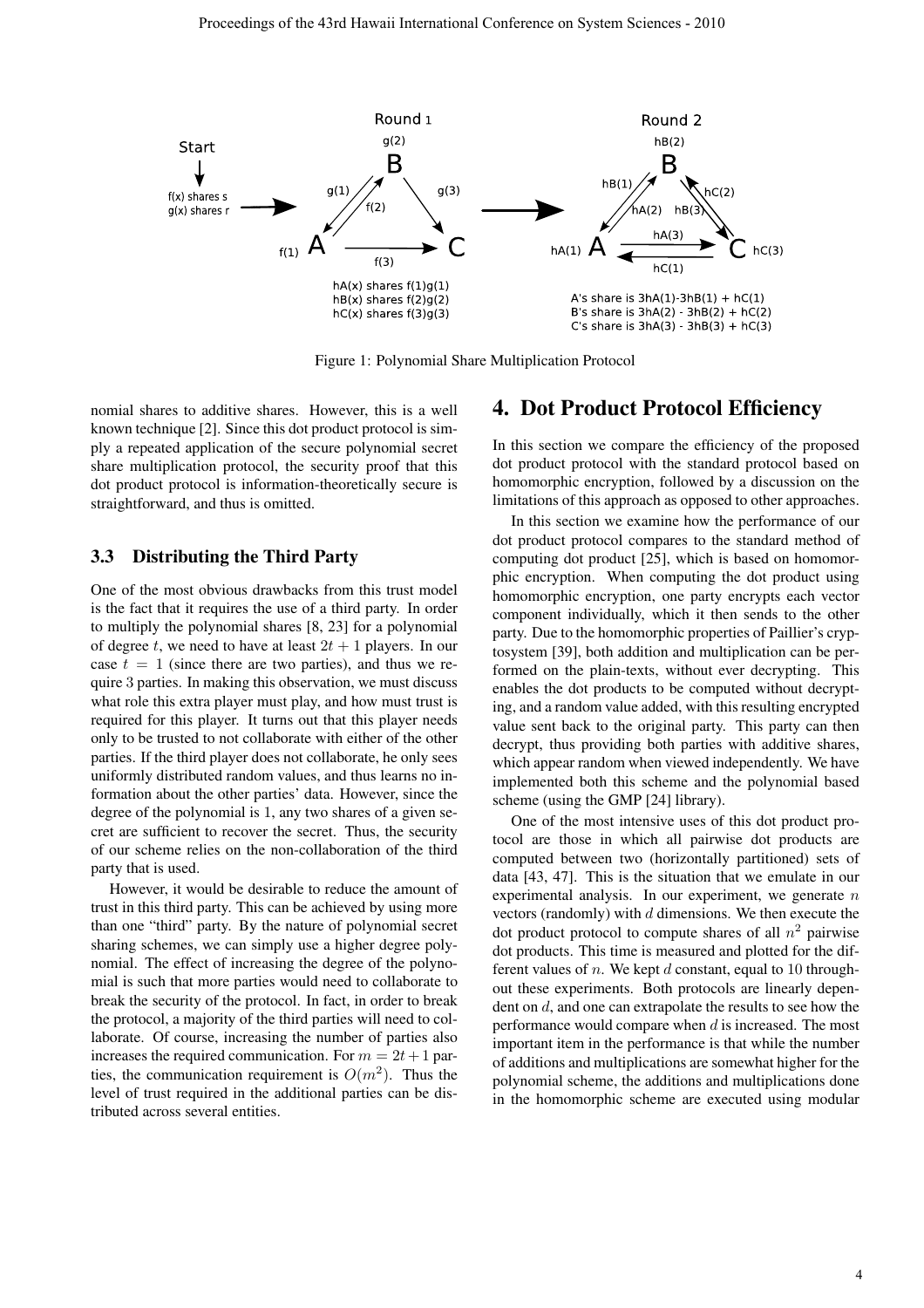Figure 1: Polynomial Share Multiplication Protocol

nomial shares to additive shares. However, this is a well known technique [2]. Since this dot product protocol is simply a repeated application of the secure polynomial secret share multiplication protocol, the security proof that this dot product protocol is information-theoretically secure is straightforward, and thus is omitted.

### 3.3 Distributing the Third Party

One of the most obvious drawbacks from this trust model is the fact that it requires the use of a third party. In order to multiply the polynomial shares [8, 23] for a polynomial of degree $t$, we need to have at least $2t + 1$ players. In our case $t = 1$ (since there are two parties), and thus we require 3 parties. In making this observation, we must discuss what role this extra player must play, and how must trust is required for this player. It turns out that this player needs only to be trusted to not collaborate with either of the other parties. If the third player does not collaborate, he only sees uniformly distributed random values, and thus learns no information about the other parties' data. However, since the degree of the polynomial is 1, any two shares of a given secret are sufficient to recover the secret. Thus, the security of our scheme relies on the non-collaboration of the third party that is used.

However, it would be desirable to reduce the amount of trust in this third party. This can be achieved by using more than one "third" party. By the nature of polynomial secret sharing schemes, we can simply use a higher degree polynomial. The effect of increasing the degree of the polynomial is such that more parties would need to collaborate to break the security of the protocol. In fact, in order to break the protocol, a majority of the third parties will need to collaborate. Of course, increasing the number of parties also increases the required communication. For $m = 2t+1$ parties, the communication requirement is $O(m^2)$. Thus the level of trust required in the additional parties can be distributed across several entities.

## 4. Dot Product Protocol Efficiency

In this section we compare the efficiency of the proposed dot product protocol with the standard protocol based on homomorphic encryption, followed by a discussion on the limitations of this approach as opposed to other approaches.

In this section we examine how the performance of our dot product protocol compares to the standard method of computing dot product [25], which is based on homomorphic encryption. When computing the dot product using homomorphic encryption, one party encrypts each vector component individually, which it then sends to the other party. Due to the homomorphic properties of Paillier's cryptosystem [39], both addition and multiplication can be performed on the plain-texts, without ever decrypting. This enables the dot products to be computed without decrypting, and a random value added, with this resulting encrypted value sent back to the original party. This party can then decrypt, thus providing both parties with additive shares, which appear random when viewed independently. We have implemented both this scheme and the polynomial based scheme (using the GMP [24] library).

One of the most intensive uses of this dot product protocol are those in which all pairwise dot products are computed between two (horizontally partitioned) sets of data [43, 47]. This is the situation that we emulate in our experimental analysis. In our experiment, we generate $n$ vectors (randomly) with $d$ dimensions. We then execute the dot product protocol to compute shares of all $n^2$ pairwise dot products. This time is measured and plotted for the different values of $n$. We kept $d$ constant, equal to 10 throughout these experiments. Both protocols are linearly dependent on $d$, and one can extrapolate the results to see how the performance would compare when $d$ is increased. The most important item in the performance is that while the number of additions and multiplications are somewhat higher for the polynomial scheme, the additions and multiplications done in the homomorphic scheme are executed using modular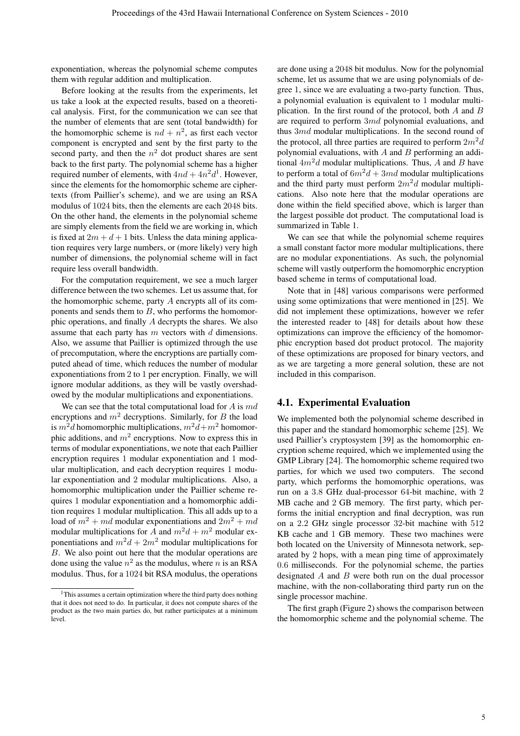exponentiation, whereas the polynomial scheme computes them with regular addition and multiplication.

Before looking at the results from the experiments, let us take a look at the expected results, based on a theoretical analysis. First, for the communication we can see that the number of elements that are sent (total bandwidth) for the homomorphic scheme is $nd + n^2$, as first each vector component is encrypted and sent by the first party to the second party, and then the $n^2$ dot product shares are sent back to the first party. The polynomial scheme has a higher required number of elements, with $4nd + 4n^2d$[1]. However, since the elements for the homomorphic scheme are ciphertexts (from Paillier's scheme), and we are using an RSA modulus of 1024 bits, then the elements are each 2048 bits. On the other hand, the elements in the polynomial scheme are simply elements from the field we are working in, which is fixed at $2m + d + 1$ bits. Unless the data mining application requires very large numbers, or (more likely) very high number of dimensions, the polynomial scheme will in fact require less overall bandwidth.

For the computation requirement, we see a much larger difference between the two schemes. Let us assume that, for the homomorphic scheme, party $A$ encrypts all of its components and sends them to $B$, who performs the homomorphic operations, and finally $A$ decrypts the shares. We also assume that each party has $m$ vectors with $d$ dimensions. Also, we assume that Paillier is optimized through the use of precomputation, where the encryptions are partially computed ahead of time, which reduces the number of modular exponentiations from 2 to 1 per encryption. Finally, we will ignore modular additions, as they will be vastly overshadowed by the modular multiplications and exponentiations.

We can see that the total computational load for $A$ is $md$ encryptions and $m^2$ decryptions. Similarly, for $B$ the load is $m^2d$ homomorphic multiplications, $m^2d + m^2$ homomorphic additions, and $m^2$ encryptions. Now to express this in terms of modular exponentiations, we note that each Paillier encryption requires 1 modular exponentiation and 1 modular multiplication, and each decryption requires 1 modular exponentiation and 2 modular multiplications. Also, a homomorphic multiplication under the Paillier scheme requires 1 modular exponentiation and a homomorphic addition requires 1 modular multiplication. This all adds up to a load of $m^2 + md$ modular exponentiations and $2m^2 + md$ modular multiplications for $A$ and $m^2d + m^2$ modular exponentiations and $m^2d + 2m^2$ modular multiplications for $B$. We also point out here that the modular operations are done using the value $n^2$ as the modulus, where $n$ is an RSA modulus. Thus, for a 1024 bit RSA modulus, the operations are done using a 2048 bit modulus. Now for the polynomial scheme, let us assume that we are using polynomials of degree 1, since we are evaluating a two-party function. Thus, a polynomial evaluation is equivalent to 1 modular multiplication. In the first round of the protocol, both $A$ and $B$ are required to perform $3md$ polynomial evaluations, and thus $3md$ modular multiplications. In the second round of the protocol, all three parties are required to perform $2m^2d$ polynomial evaluations, with $A$ and $B$ performing an additional $4m^2d$ modular multiplications. Thus, $A$ and $B$ have to perform a total of $6m^2d + 3md$ modular multiplications and the third party must perform $2m^2d$ modular multiplications. Also note here that the modular operations are done within the field specified above, which is larger than the largest possible dot product. The computational load is summarized in Table 1.

We can see that while the polynomial scheme requires a small constant factor more modular multiplications, there are no modular exponentiations. As such, the polynomial scheme will vastly outperform the homomorphic encryption based scheme in terms of computational load.

Note that in [48] various comparisons were performed using some optimizations that were mentioned in [25]. We did not implement these optimizations, however we refer the interested reader to [48] for details about how these optimizations can improve the efficiency of the homomorphic encryption based dot product protocol. The majority of these optimizations are proposed for binary vectors, and as we are targeting a more general solution, these are not included in this comparison.

## 4.1. Experimental Evaluation

We implemented both the polynomial scheme described in this paper and the standard homomorphic scheme [25]. We used Paillier's cryptosystem [39] as the homomorphic encryption scheme required, which we implemented using the GMP Library [24]. The homomorphic scheme required two parties, for which we used two computers. The second party, which performs the homomorphic operations, was run on a 3.8 GHz dual-processor 64-bit machine, with 2 MB cache and 2 GB memory. The first party, which performs the initial encryption and final decryption, was run on a 2.2 GHz single processor 32-bit machine with 512 KB cache and 1 GB memory. These two machines were both located on the University of Minnesota network, separated by 2 hops, with a mean ping time of approximately 0.6 milliseconds. For the polynomial scheme, the parties designated $A$ and $B$ were both run on the dual processor machine, with the non-collaborating third party run on the single processor machine.

The first graph (Figure 2) shows the comparison between the homomorphic scheme and the polynomial scheme. The

[1] This assumes a certain optimization where the third party does nothing that it does not need to do. In particular, it does not compute shares of the product as the two main parties do, but rather participates at a minimum level.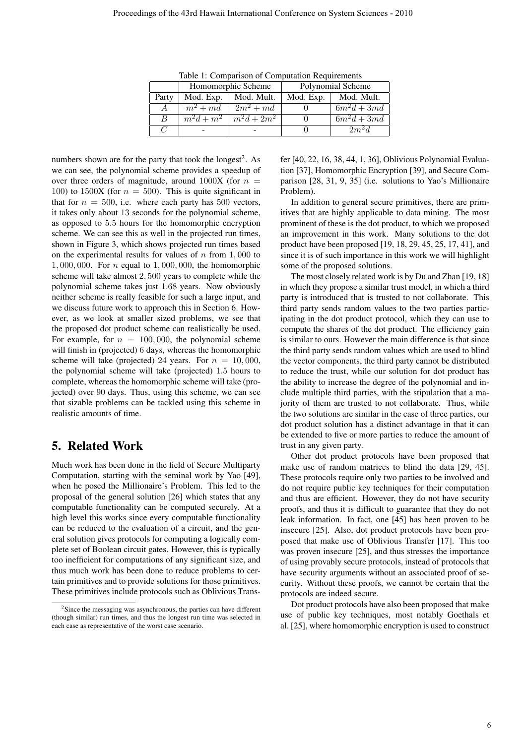Table 1: Comparison of Computation Requirements

| | Homomorphic Scheme | | Polynomial Scheme | |
|---|---|---|---|---|
| Party | Mod. Exp. | Mod. Mult. | Mod. Exp. | Mod. Mult. |
| $A$ | $m^2 + md$ | $2m^2 + md$ | 0 | $6m^2d + 3md$ |
| $B$ | $m^2d + m^2$ | $m^2d + 2m^2$ | 0 | $6m^2d + 3md$ |
| $C$ | - | - | 0 | $2m^2d$ |

numbers shown are for the party that took the longest[2]. As we can see, the polynomial scheme provides a speedup of over three orders of magnitude, around 1000X (for $n = 100$) to 1500X (for $n = 500$). This is quite significant in that for $n = 500$, i.e. where each party has 500 vectors, it takes only about 13 seconds for the polynomial scheme, as opposed to 5.5 hours for the homomorphic encryption scheme. We can see this as well in the projected run times, shown in Figure 3, which shows projected run times based on the experimental results for values of $n$ from 1,000 to 1,000,000. For $n$ equal to 1,000,000, the homomorphic scheme will take almost 2,500 years to complete while the polynomial scheme takes just 1.68 years. Now obviously neither scheme is really feasible for such a large input, and we discuss future work to approach this in Section 6. However, as we look at smaller sized problems, we see that the proposed dot product scheme can realistically be used. For example, for $n = 100,000$, the polynomial scheme will finish in (projected) 6 days, whereas the homomorphic scheme will take (projected) 24 years. For $n = 10,000$, the polynomial scheme will take (projected) 1.5 hours to complete, whereas the homomorphic scheme will take (projected) over 90 days. Thus, using this scheme, we can see that sizable problems can be tackled using this scheme in realistic amounts of time.

## 5. Related Work

Much work has been done in the field of Secure Multiparty Computation, starting with the seminal work by Yao [49], when he posed the Millionaire's Problem. This led to the proposal of the general solution [26] which states that any computable functionality can be computed securely. At a high level this works since every computable functionality can be reduced to the evaluation of a circuit, and the general solution gives protocols for computing a logically complete set of Boolean circuit gates. However, this is typically too inefficient for computations of any significant size, and thus much work has been done to reduce problems to certain primitives and to provide solutions for those primitives. These primitives include protocols such as Oblivious Transfer [40, 22, 16, 38, 44, 1, 36], Oblivious Polynomial Evaluation [37], Homomorphic Encryption [39], and Secure Comparison [28, 31, 9, 35] (i.e. solutions to Yao's Millionaire Problem).

In addition to general secure primitives, there are primitives that are highly applicable to data mining. The most prominent of these is the dot product, to which we proposed an improvement in this work. Many solutions to the dot product have been proposed [19, 18, 29, 45, 25, 17, 41], and since it is of such importance in this work we will highlight some of the proposed solutions.

The most closely related work is by Du and Zhan [19, 18] in which they propose a similar trust model, in which a third party is introduced that is trusted to not collaborate. This third party sends random values to the two parties participating in the dot product protocol, which they can use to compute the shares of the dot product. The efficiency gain is similar to ours. However the main difference is that since the third party sends random values which are used to blind the vector components, the third party cannot be distributed to reduce the trust, while our solution for dot product has the ability to increase the degree of the polynomial and include multiple third parties, with the stipulation that a majority of them are trusted to not collaborate. Thus, while the two solutions are similar in the case of three parties, our dot product solution has a distinct advantage in that it can be extended to five or more parties to reduce the amount of trust in any given party.

Other dot product protocols have been proposed that make use of random matrices to blind the data [29, 45]. These protocols require only two parties to be involved and do not require public key techniques for their computation and thus are efficient. However, they do not have security proofs, and thus it is difficult to guarantee that they do not leak information. In fact, one [45] has been proven to be insecure [25]. Also, dot product protocols have been proposed that make use of Oblivious Transfer [17]. This too was proven insecure [25], and thus stresses the importance of using provably secure protocols, instead of protocols that have security arguments without an associated proof of security. Without these proofs, we cannot be certain that the protocols are indeed secure.

Dot product protocols have also been proposed that make use of public key techniques, most notably Goethals et al. [25], where homomorphic encryption is used to construct

[2] Since the messaging was asynchronous, the parties can have different (though similar) run times, and thus the longest run time was selected in each case as representative of the worst case scenario.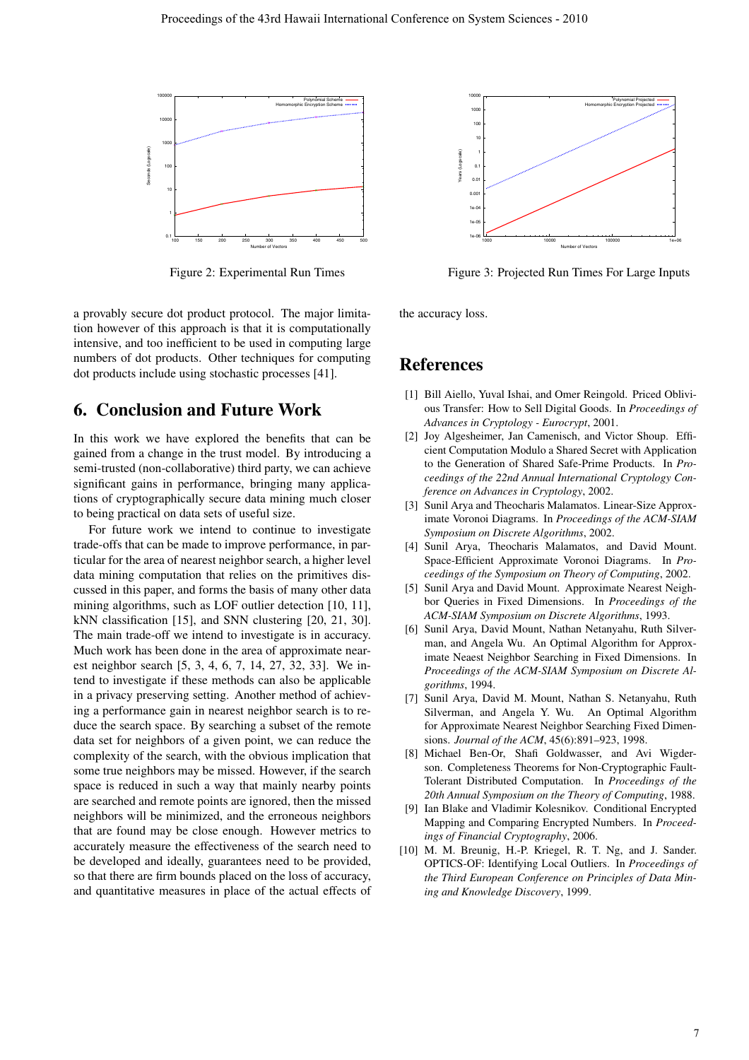100000
Polynomial Scheme
Homomorphic Encryption Scheme
10000
1000
100
10
1
0.1
Seconds (Logscale)
100 150 200 250 300 350 400 450 500
Number of Vectors

Figure 2: Experimental Run Times

10000
Polynomial Projected
Homomorphic Encryption Projected
1000
100
10
1
0.1
0.01
0.001
1e-04
1e-05
1e-06
Years (Logscale)
1000 10000 100000 1e+06
Number of Vectors

Figure 3: Projected Run Times For Large Inputs

a provably secure dot product protocol. The major limitation however of this approach is that it is computationally intensive, and too inefficient to be used in computing large numbers of dot products. Other techniques for computing dot products include using stochastic processes [41].

## 6. Conclusion and Future Work

In this work we have explored the benefits that can be gained from a change in the trust model. By introducing a semi-trusted (non-collaborative) third party, we can achieve significant gains in performance, bringing many applications of cryptographically secure data mining much closer to being practical on data sets of useful size.

For future work we intend to continue to investigate trade-offs that can be made to improve performance, in particular for the area of nearest neighbor search, a higher level data mining computation that relies on the primitives discussed in this paper, and forms the basis of many other data mining algorithms, such as LOF outlier detection [10, 11], kNN classification [15], and SNN clustering [20, 21, 30]. The main trade-off we intend to investigate is in accuracy. Much work has been done in the area of approximate nearest neighbor search [5, 3, 4, 6, 7, 14, 27, 32, 33]. We intend to investigate if these methods can also be applicable in a privacy preserving setting. Another method of achieving a performance gain in nearest neighbor search is to reduce the search space. By searching a subset of the remote data set for neighbors of a given point, we can reduce the complexity of the search, with the obvious implication that some true neighbors may be missed. However, if the search space is reduced in such a way that mainly nearby points are searched and remote points are ignored, then the missed neighbors will be minimized, and the erroneous neighbors that are found may be close enough. However metrics to accurately measure the effectiveness of the search need to be developed and ideally, guarantees need to be provided, so that there are firm bounds placed on the loss of accuracy, and quantitative measures in place of the actual effects of the accuracy loss.

## References

[1] Bill Aiello, Yuval Ishai, and Omer Reingold. Priced Oblivious Transfer: How to Sell Digital Goods. In *Proceedings of Advances in Cryptology - Eurocrypt*, 2001.

[2] Joy Algesheimer, Jan Camenisch, and Victor Shoup. Efficient Computation Modulo a Shared Secret with Application to the Generation of Shared Safe-Prime Products. In *Proceedings of the 22nd Annual International Cryptology Conference on Advances in Cryptology*, 2002.

[3] Sunil Arya and Theocharis Malamatos. Linear-Size Approximate Voronoi Diagrams. In *Proceedings of the ACM-SIAM Symposium on Discrete Algorithms*, 2002.

[4] Sunil Arya, Theocharis Malamatos, and David Mount. Space-Efficient Approximate Voronoi Diagrams. In *Proceedings of the Symposium on Theory of Computing*, 2002.

[5] Sunil Arya and David Mount. Approximate Nearest Neighbor Queries in Fixed Dimensions. In *Proceedings of the ACM-SIAM Symposium on Discrete Algorithms*, 1993.

[6] Sunil Arya, David Mount, Nathan Netanyahu, Ruth Silverman, and Angela Wu. An Optimal Algorithm for Approximate Nearest Neighbor Searching in Fixed Dimensions. In *Proceedings of the ACM-SIAM Symposium on Discrete Algorithms*, 1994.

[7] Sunil Arya, David M. Mount, Nathan S. Netanyahu, Ruth Silverman, and Angela Y. Wu. An Optimal Algorithm for Approximate Nearest Neighbor Searching Fixed Dimensions. *Journal of the ACM*, 45(6):891–923, 1998.

[8] Michael Ben-Or, Shafi Goldwasser, and Avi Wigderson. Completeness Theorems for Non-Cryptographic Fault-Tolerant Distributed Computation. In *Proceedings of the 20th Annual Symposium on the Theory of Computing*, 1988.

[9] Ian Blake and Vladimir Kolesnikov. Conditional Encrypted Mapping and Comparing Encrypted Numbers. In *Proceedings of Financial Cryptography*, 2006.

[10] M. M. Breunig, H.-P. Kriegel, R. T. Ng, and J. Sander. OPTICS-OF: Identifying Local Outliers. In *Proceedings of the Third European Conference on Principles of Data Mining and Knowledge Discovery*, 1999.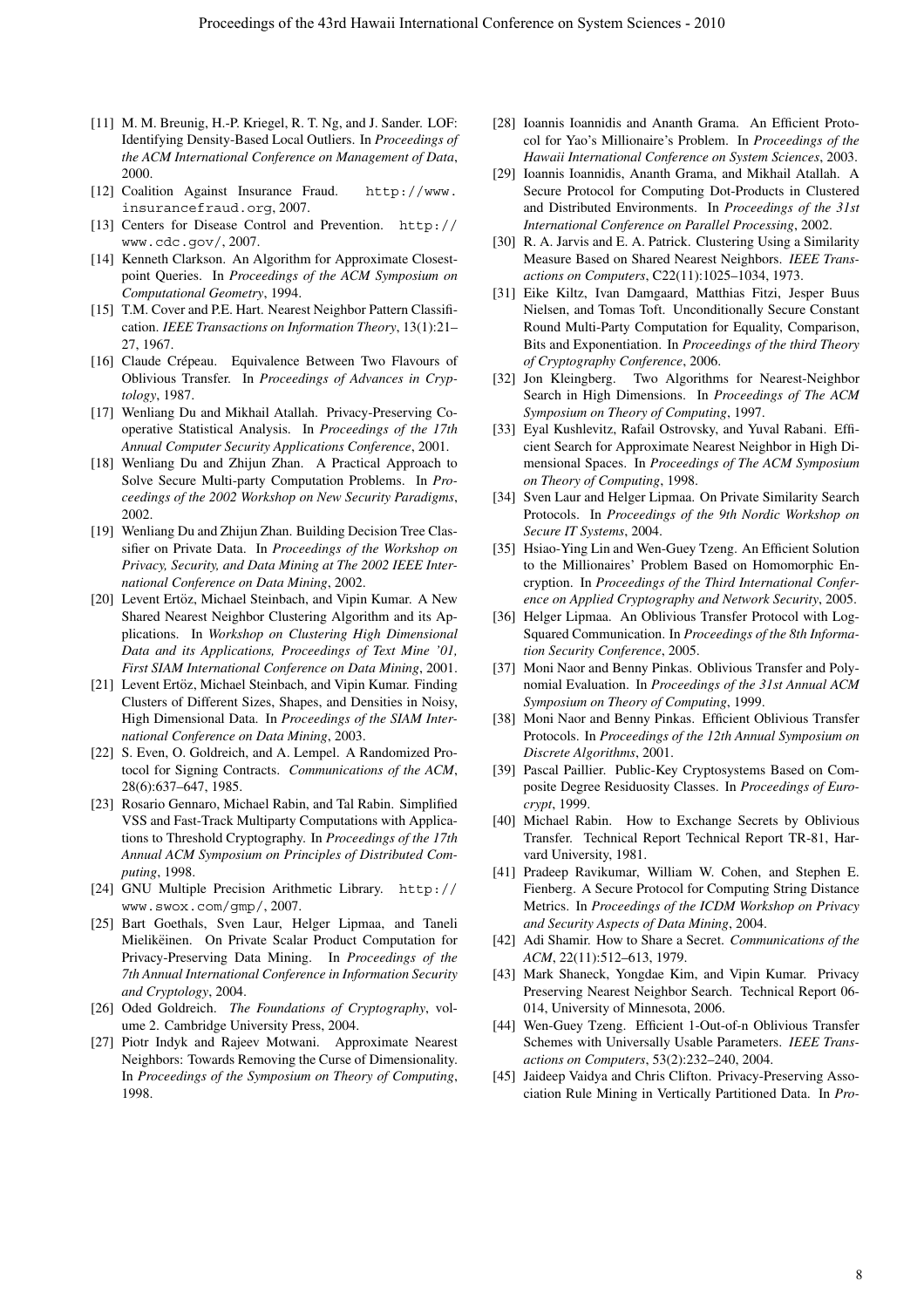[11] M. M. Breunig, H.-P. Kriegel, R. T. Ng, and J. Sander. LOF: Identifying Density-Based Local Outliers. In *Proceedings of the ACM International Conference on Management of Data*, 2000.

[12] Coalition Against Insurance Fraud. `http://www.insurancefraud.org`, 2007.

[13] Centers for Disease Control and Prevention. `http://www.cdc.gov/`, 2007.

[14] Kenneth Clarkson. An Algorithm for Approximate Closest-point Queries. In *Proceedings of the ACM Symposium on Computational Geometry*, 1994.

[15] T.M. Cover and P.E. Hart. Nearest Neighbor Pattern Classification. *IEEE Transactions on Information Theory*, 13(1):21–27, 1967.

[16] Claude Crépeau. Equivalence Between Two Flavours of Oblivious Transfer. In *Proceedings of Advances in Cryptology*, 1987.

[17] Wenliang Du and Mikhail Atallah. Privacy-Preserving Cooperative Statistical Analysis. In *Proceedings of the 17th Annual Computer Security Applications Conference*, 2001.

[18] Wenliang Du and Zhijun Zhan. A Practical Approach to Solve Secure Multi-party Computation Problems. In *Proceedings of the 2002 Workshop on New Security Paradigms*, 2002.

[19] Wenliang Du and Zhijun Zhan. Building Decision Tree Classifier on Private Data. In *Proceedings of the Workshop on Privacy, Security, and Data Mining at The 2002 IEEE International Conference on Data Mining*, 2002.

[20] Levent Ertöz, Michael Steinbach, and Vipin Kumar. A New Shared Nearest Neighbor Clustering Algorithm and its Applications. In *Workshop on Clustering High Dimensional Data and its Applications, Proceedings of Text Mine '01, First SIAM International Conference on Data Mining*, 2001.

[21] Levent Ertöz, Michael Steinbach, and Vipin Kumar. Finding Clusters of Different Sizes, Shapes, and Densities in Noisy, High Dimensional Data. In *Proceedings of the SIAM International Conference on Data Mining*, 2003.

[22] S. Even, O. Goldreich, and A. Lempel. A Randomized Protocol for Signing Contracts. *Communications of the ACM*, 28(6):637–647, 1985.

[23] Rosario Gennaro, Michael Rabin, and Tal Rabin. Simplified VSS and Fast-Track Multiparty Computations with Applications to Threshold Cryptography. In *Proceedings of the 17th Annual ACM Symposium on Principles of Distributed Computing*, 1998.

[24] GNU Multiple Precision Arithmetic Library. `http://www.swox.com/gmp/`, 2007.

[25] Bart Goethals, Sven Laur, Helger Lipmaa, and Taneli Mielikëinen. On Private Scalar Product Computation for Privacy-Preserving Data Mining. In *Proceedings of the 7th Annual International Conference in Information Security and Cryptology*, 2004.

[26] Oded Goldreich. *The Foundations of Cryptography*, volume 2. Cambridge University Press, 2004.

[27] Piotr Indyk and Rajeev Motwani. Approximate Nearest Neighbors: Towards Removing the Curse of Dimensionality. In *Proceedings of the Symposium on Theory of Computing*, 1998.

[28] Ioannis Ioannidis and Ananth Grama. An Efficient Protocol for Yao's Millionaire's Problem. In *Proceedings of the Hawaii International Conference on System Sciences*, 2003.

[29] Ioannis Ioannidis, Ananth Grama, and Mikhail Atallah. A Secure Protocol for Computing Dot-Products in Clustered and Distributed Environments. In *Proceedings of the 31st International Conference on Parallel Processing*, 2002.

[30] R. A. Jarvis and E. A. Patrick. Clustering Using a Similarity Measure Based on Shared Nearest Neighbors. *IEEE Transactions on Computers*, C22(11):1025–1034, 1973.

[31] Eike Kiltz, Ivan Damgaard, Matthias Fitzi, Jesper Buus Nielsen, and Tomas Toft. Unconditionally Secure Constant Round Multi-Party Computation for Equality, Comparison, Bits and Exponentiation. In *Proceedings of the third Theory of Cryptography Conference*, 2006.

[32] Jon Kleingberg. Two Algorithms for Nearest-Neighbor Search in High Dimensions. In *Proceedings of The ACM Symposium on Theory of Computing*, 1997.

[33] Eyal Kushlevitz, Rafail Ostrovsky, and Yuval Rabani. Efficient Search for Approximate Nearest Neighbor in High Dimensional Spaces. In *Proceedings of The ACM Symposium on Theory of Computing*, 1998.

[34] Sven Laur and Helger Lipmaa. On Private Similarity Search Protocols. In *Proceedings of the 9th Nordic Workshop on Secure IT Systems*, 2004.

[35] Hsiao-Ying Lin and Wen-Guey Tzeng. An Efficient Solution to the Millionaires' Problem Based on Homomorphic Encryption. In *Proceedings of the Third International Conference on Applied Cryptography and Network Security*, 2005.

[36] Helger Lipmaa. An Oblivious Transfer Protocol with Log-Squared Communication. In *Proceedings of the 8th Information Security Conference*, 2005.

[37] Moni Naor and Benny Pinkas. Oblivious Transfer and Polynomial Evaluation. In *Proceedings of the 31st Annual ACM Symposium on Theory of Computing*, 1999.

[38] Moni Naor and Benny Pinkas. Efficient Oblivious Transfer Protocols. In *Proceedings of the 12th Annual Symposium on Discrete Algorithms*, 2001.

[39] Pascal Paillier. Public-Key Cryptosystems Based on Composite Degree Residuosity Classes. In *Proceedings of Eurocrypt*, 1999.

[40] Michael Rabin. How to Exchange Secrets by Oblivious Transfer. Technical Report Technical Report TR-81, Harvard University, 1981.

[41] Pradeep Ravikumar, William W. Cohen, and Stephen E. Fienberg. A Secure Protocol for Computing String Distance Metrics. In *Proceedings of the ICDM Workshop on Privacy and Security Aspects of Data Mining*, 2004.

[42] Adi Shamir. How to Share a Secret. *Communications of the ACM*, 22(11):512–613, 1979.

[43] Mark Shaneck, Yongdae Kim, and Vipin Kumar. Privacy Preserving Nearest Neighbor Search. Technical Report 06-014, University of Minnesota, 2006.

[44] Wen-Guey Tzeng. Efficient 1-Out-of-n Oblivious Transfer Schemes with Universally Usable Parameters. *IEEE Transactions on Computers*, 53(2):232–240, 2004.

[45] Jaideep Vaidya and Chris Clifton. Privacy-Preserving Association Rule Mining in Vertically Partitioned Data. In *Pro-*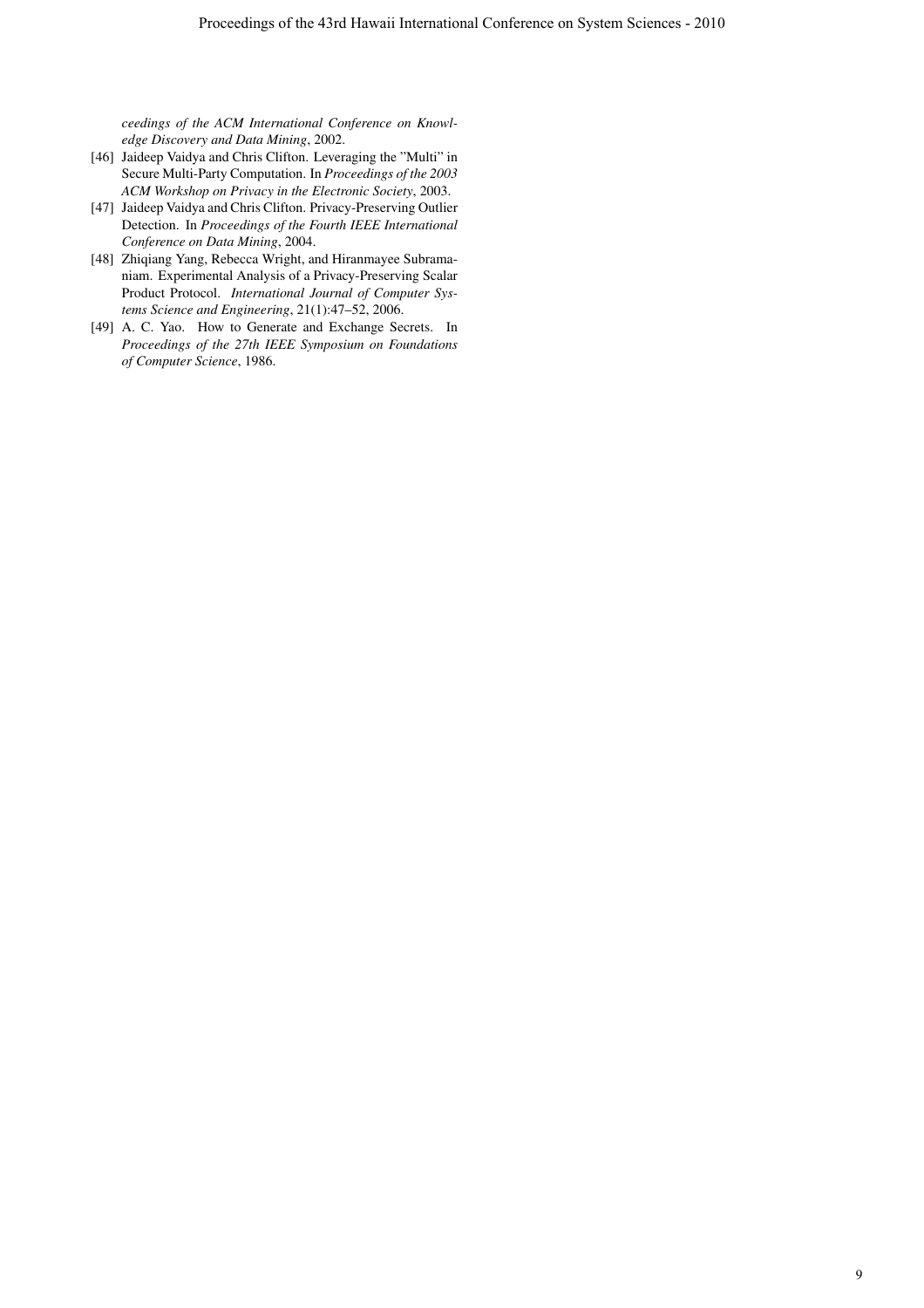*ceedings of the ACM International Conference on Knowledge Discovery and Data Mining*, 2002.

[46] Jaideep Vaidya and Chris Clifton. Leveraging the "Multi" in Secure Multi-Party Computation. In *Proceedings of the 2003 ACM Workshop on Privacy in the Electronic Society*, 2003.

[47] Jaideep Vaidya and Chris Clifton. Privacy-Preserving Outlier Detection. In *Proceedings of the Fourth IEEE International Conference on Data Mining*, 2004.

[48] Zhiqiang Yang, Rebecca Wright, and Hiranmayee Subramaniam. Experimental Analysis of a Privacy-Preserving Scalar Product Protocol. *International Journal of Computer Systems Science and Engineering*, 21(1):47–52, 2006.

[49] A. C. Yao. How to Generate and Exchange Secrets. In *Proceedings of the 27th IEEE Symposium on Foundations of Computer Science*, 1986.